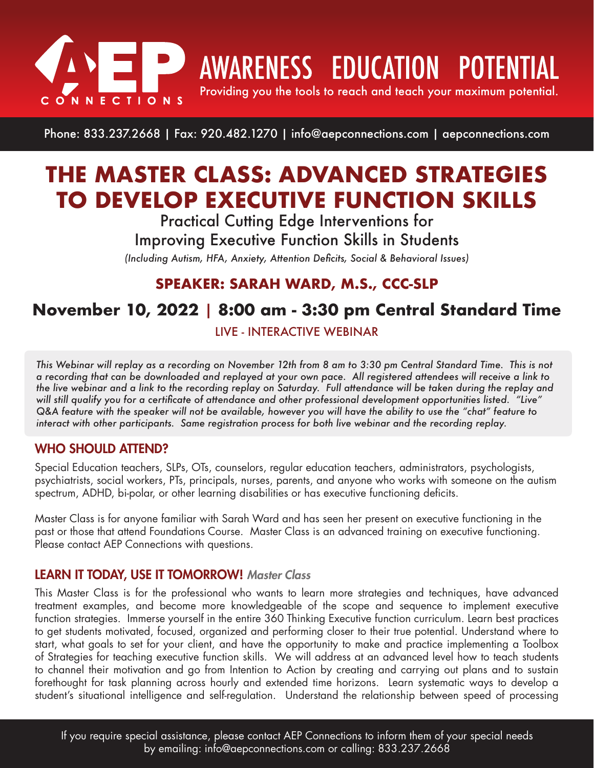# AEP CONNECTIONS

## AWARENESS EDUCATION POTENTIAL

Providing you the tools to reach and teach your maximum potential.

Phone: 833.237.2668 | Fax: 920.482.1270 | info@aepconnections.com | aepconnections.com

# THE MASTER CLASS: ADVANCED STRATEGIES TO DEVELOP EXECUTIVE FUNCTION SKILLS

Practical Cutting Edge Interventions for
Improving Executive Function Skills in Students

*(Including Autism, HFA, Anxiety, Attention Deficits, Social & Behavioral Issues)*

### SPEAKER: SARAH WARD, M.S., CCC-SLP

## November 10, 2022 | 8:00 am - 3:30 pm Central Standard Time

LIVE - INTERACTIVE WEBINAR

*This Webinar will replay as a recording on November 12th from 8 am to 3:30 pm Central Standard Time. This is not a recording that can be downloaded and replayed at your own pace. All registered attendees will receive a link to the live webinar and a link to the recording replay on Saturday. Full attendance will be taken during the replay and will still qualify you for a certificate of attendance and other professional development opportunities listed. "Live" Q&A feature with the speaker will not be available, however you will have the ability to use the "chat" feature to interact with other participants. Same registration process for both live webinar and the recording replay.*

### WHO SHOULD ATTEND?

Special Education teachers, SLPs, OTs, counselors, regular education teachers, administrators, psychologists, psychiatrists, social workers, PTs, principals, nurses, parents, and anyone who works with someone on the autism spectrum, ADHD, bi-polar, or other learning disabilities or has executive functioning deficits.

Master Class is for anyone familiar with Sarah Ward and has seen her present on executive functioning in the past or those that attend Foundations Course. Master Class is an advanced training on executive functioning. Please contact AEP Connections with questions.

### LEARN IT TODAY, USE IT TOMORROW! *Master Class*

This Master Class is for the professional who wants to learn more strategies and techniques, have advanced treatment examples, and become more knowledgeable of the scope and sequence to implement executive function strategies. Immerse yourself in the entire 360 Thinking Executive function curriculum. Learn best practices to get students motivated, focused, organized and performing closer to their true potential. Understand where to start, what goals to set for your client, and have the opportunity to make and practice implementing a Toolbox of Strategies for teaching executive function skills. We will address at an advanced level how to teach students to channel their motivation and go from Intention to Action by creating and carrying out plans and to sustain forethought for task planning across hourly and extended time horizons. Learn systematic ways to develop a student's situational intelligence and self-regulation. Understand the relationship between speed of processing

If you require special assistance, please contact AEP Connections to inform them of your special needs by emailing: info@aepconnections.com or calling: 833.237.2668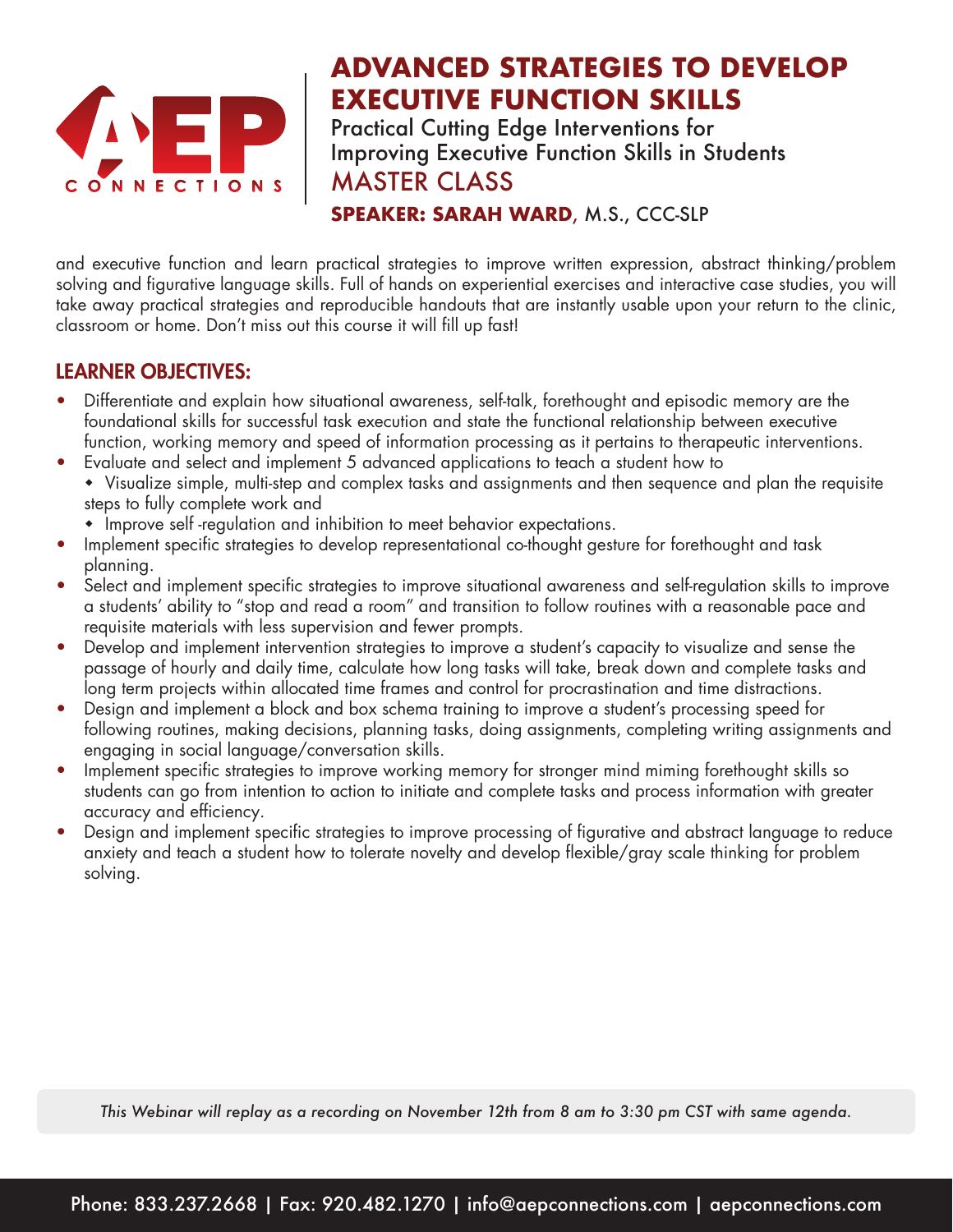# ADVANCED STRATEGIES TO DEVELOP EXECUTIVE FUNCTION SKILLS

Practical Cutting Edge Interventions for Improving Executive Function Skills in Students

MASTER CLASS

**SPEAKER: SARAH WARD,** M.S., CCC-SLP

and executive function and learn practical strategies to improve written expression, abstract thinking/problem solving and figurative language skills. Full of hands on experiential exercises and interactive case studies, you will take away practical strategies and reproducible handouts that are instantly usable upon your return to the clinic, classroom or home. Don't miss out this course it will fill up fast!

## LEARNER OBJECTIVES:

- Differentiate and explain how situational awareness, self-talk, forethought and episodic memory are the foundational skills for successful task execution and state the functional relationship between executive function, working memory and speed of information processing as it pertains to therapeutic interventions.
- Evaluate and select and implement 5 advanced applications to teach a student how to
  - Visualize simple, multi-step and complex tasks and assignments and then sequence and plan the requisite steps to fully complete work and
  - Improve self -regulation and inhibition to meet behavior expectations.
- Implement specific strategies to develop representational co-thought gesture for forethought and task planning.
- Select and implement specific strategies to improve situational awareness and self-regulation skills to improve a students' ability to "stop and read a room" and transition to follow routines with a reasonable pace and requisite materials with less supervision and fewer prompts.
- Develop and implement intervention strategies to improve a student's capacity to visualize and sense the passage of hourly and daily time, calculate how long tasks will take, break down and complete tasks and long term projects within allocated time frames and control for procrastination and time distractions.
- Design and implement a block and box schema training to improve a student's processing speed for following routines, making decisions, planning tasks, doing assignments, completing writing assignments and engaging in social language/conversation skills.
- Implement specific strategies to improve working memory for stronger mind miming forethought skills so students can go from intention to action to initiate and complete tasks and process information with greater accuracy and efficiency.
- Design and implement specific strategies to improve processing of figurative and abstract language to reduce anxiety and teach a student how to tolerate novelty and develop flexible/gray scale thinking for problem solving.

*This Webinar will replay as a recording on November 12th from 8 am to 3:30 pm CST with same agenda.*

Phone: 833.237.2668 | Fax: 920.482.1270 | info@aepconnections.com | aepconnections.com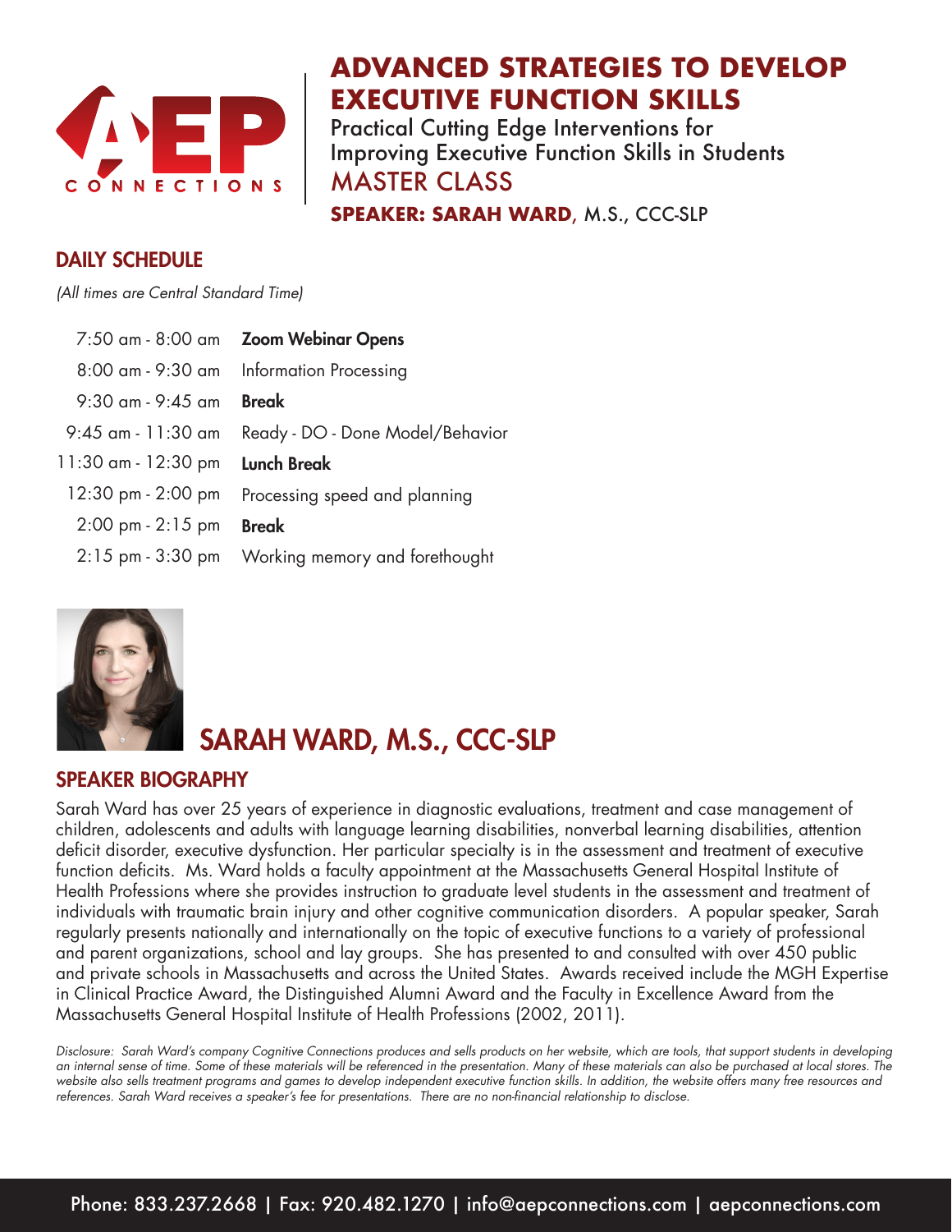# ADVANCED STRATEGIES TO DEVELOP EXECUTIVE FUNCTION SKILLS

Practical Cutting Edge Interventions for Improving Executive Function Skills in Students

MASTER CLASS

**SPEAKER: SARAH WARD,** M.S., CCC-SLP

## DAILY SCHEDULE

*(All times are Central Standard Time)*

| | |
|---|---|
| 7:50 am - 8:00 am | **Zoom Webinar Opens** |
| 8:00 am - 9:30 am | Information Processing |
| 9:30 am - 9:45 am | **Break** |
| 9:45 am - 11:30 am | Ready - DO - Done Model/Behavior |
| 11:30 am - 12:30 pm | **Lunch Break** |
| 12:30 pm - 2:00 pm | Processing speed and planning |
| 2:00 pm - 2:15 pm | **Break** |
| 2:15 pm - 3:30 pm | Working memory and forethought |

## SARAH WARD, M.S., CCC-SLP

## SPEAKER BIOGRAPHY

Sarah Ward has over 25 years of experience in diagnostic evaluations, treatment and case management of children, adolescents and adults with language learning disabilities, nonverbal learning disabilities, attention deficit disorder, executive dysfunction. Her particular specialty is in the assessment and treatment of executive function deficits. Ms. Ward holds a faculty appointment at the Massachusetts General Hospital Institute of Health Professions where she provides instruction to graduate level students in the assessment and treatment of individuals with traumatic brain injury and other cognitive communication disorders. A popular speaker, Sarah regularly presents nationally and internationally on the topic of executive functions to a variety of professional and parent organizations, school and lay groups. She has presented to and consulted with over 450 public and private schools in Massachusetts and across the United States. Awards received include the MGH Expertise in Clinical Practice Award, the Distinguished Alumni Award and the Faculty in Excellence Award from the Massachusetts General Hospital Institute of Health Professions (2002, 2011).

*Disclosure: Sarah Ward's company Cognitive Connections produces and sells products on her website, which are tools, that support students in developing an internal sense of time. Some of these materials will be referenced in the presentation. Many of these materials can also be purchased at local stores. The website also sells treatment programs and games to develop independent executive function skills. In addition, the website offers many free resources and references. Sarah Ward receives a speaker's fee for presentations. There are no non-financial relationship to disclose.*

Phone: 833.237.2668 | Fax: 920.482.1270 | info@aepconnections.com | aepconnections.com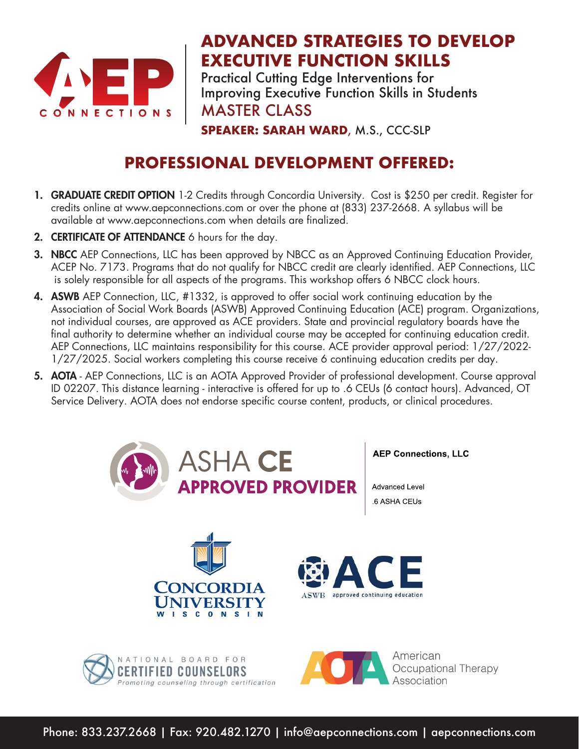# ADVANCED STRATEGIES TO DEVELOP EXECUTIVE FUNCTION SKILLS

Practical Cutting Edge Interventions for Improving Executive Function Skills in Students

MASTER CLASS

**SPEAKER: SARAH WARD**, M.S., CCC-SLP

## PROFESSIONAL DEVELOPMENT OFFERED:

1. **GRADUATE CREDIT OPTION** 1-2 Credits through Concordia University. Cost is $250 per credit. Register for credits online at www.aepconnections.com or over the phone at (833) 237-2668. A syllabus will be available at www.aepconnections.com when details are finalized.
2. **CERTIFICATE OF ATTENDANCE** 6 hours for the day.
3. **NBCC** AEP Connections, LLC has been approved by NBCC as an Approved Continuing Education Provider, ACEP No. 7173. Programs that do not qualify for NBCC credit are clearly identified. AEP Connections, LLC is solely responsible for all aspects of the programs. This workshop offers 6 NBCC clock hours.
4. **ASWB** AEP Connection, LLC, #1332, is approved to offer social work continuing education by the Association of Social Work Boards (ASWB) Approved Continuing Education (ACE) program. Organizations, not individual courses, are approved as ACE providers. State and provincial regulatory boards have the final authority to determine whether an individual course may be accepted for continuing education credit. AEP Connections, LLC maintains responsibility for this course. ACE provider approval period: 1/27/2022-1/27/2025. Social workers completing this course receive 6 continuing education credits per day.
5. **AOTA** - AEP Connections, LLC is an AOTA Approved Provider of professional development. Course approval ID 02207. This distance learning - interactive is offered for up to .6 CEUs (6 contact hours). Advanced, OT Service Delivery. AOTA does not endorse specific course content, products, or clinical procedures.

ASHA CE APPROVED PROVIDER

**AEP Connections, LLC**

Advanced Level

.6 ASHA CEUs

Phone: 833.237.2668 | Fax: 920.482.1270 | info@aepconnections.com | aepconnections.com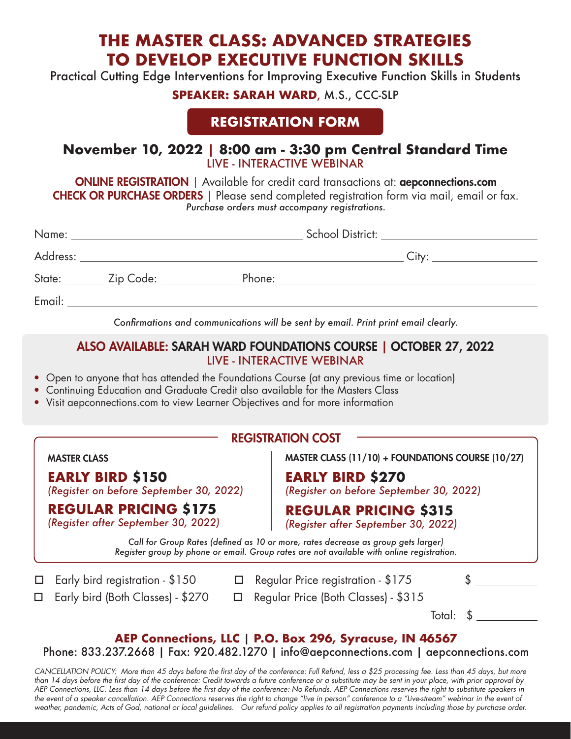# THE MASTER CLASS: ADVANCED STRATEGIES TO DEVELOP EXECUTIVE FUNCTION SKILLS

Practical Cutting Edge Interventions for Improving Executive Function Skills in Students

**SPEAKER: SARAH WARD**, M.S., CCC-SLP

## REGISTRATION FORM

**November 10, 2022 | 8:00 am - 3:30 pm Central Standard Time**

LIVE - INTERACTIVE WEBINAR

**ONLINE REGISTRATION** | Available for credit card transactions at: **aepconnections.com**

**CHECK OR PURCHASE ORDERS** | Please send completed registration form via mail, email or fax.

*Purchase orders must accompany registrations.*

Name: ______________________ School District: ______________________

Address: ______________________ City: ______________________

State: _______ Zip Code: _____________ Phone: ______________________

Email: ______________________

*Confirmations and communications will be sent by email. Print print email clearly.*

### ALSO AVAILABLE: SARAH WARD FOUNDATIONS COURSE | OCTOBER 27, 2022

LIVE - INTERACTIVE WEBINAR

- Open to anyone that has attended the Foundations Course (at any previous time or location)
- Continuing Education and Graduate Credit also available for the Masters Class
- Visit aepconnections.com to view Learner Objectives and for more information

### REGISTRATION COST

**MASTER CLASS**

**EARLY BIRD $150**
*(Register on before September 30, 2022)*

**REGULAR PRICING $175**
*(Register after September 30, 2022)*

**MASTER CLASS (11/10) + FOUNDATIONS COURSE (10/27)**

**EARLY BIRD $270**
*(Register on before September 30, 2022)*

**REGULAR PRICING $315**
*(Register after September 30, 2022)*

*Call for Group Rates (defined as 10 or more, rates decrease as group gets larger)*
*Register group by phone or email. Group rates are not available with online registration.*

- ☐ Early bird registration - $150
- ☐ Regular Price registration - $175
- ☐ Early bird (Both Classes) - $270
- ☐ Regular Price (Both Classes) - $315

$ __________

Total: $ __________

**AEP Connections, LLC | P.O. Box 296, Syracuse, IN 46567**

Phone: 833.237.2668 | Fax: 920.482.1270 | info@aepconnections.com | aepconnections.com

*CANCELLATION POLICY: More than 45 days before the first day of the conference: Full Refund, less a $25 processing fee. Less than 45 days, but more than 14 days before the first day of the conference: Credit towards a future conference or a substitute may be sent in your place, with prior approval by AEP Connections, LLC. Less than 14 days before the first day of the conference: No Refunds. AEP Connections reserves the right to substitute speakers in the event of a speaker cancellation. AEP Connections reserves the right to change "live in person" conference to a "Live-stream" webinar in the event of weather, pandemic, Acts of God, national or local guidelines. Our refund policy applies to all registration payments including those by purchase order.*